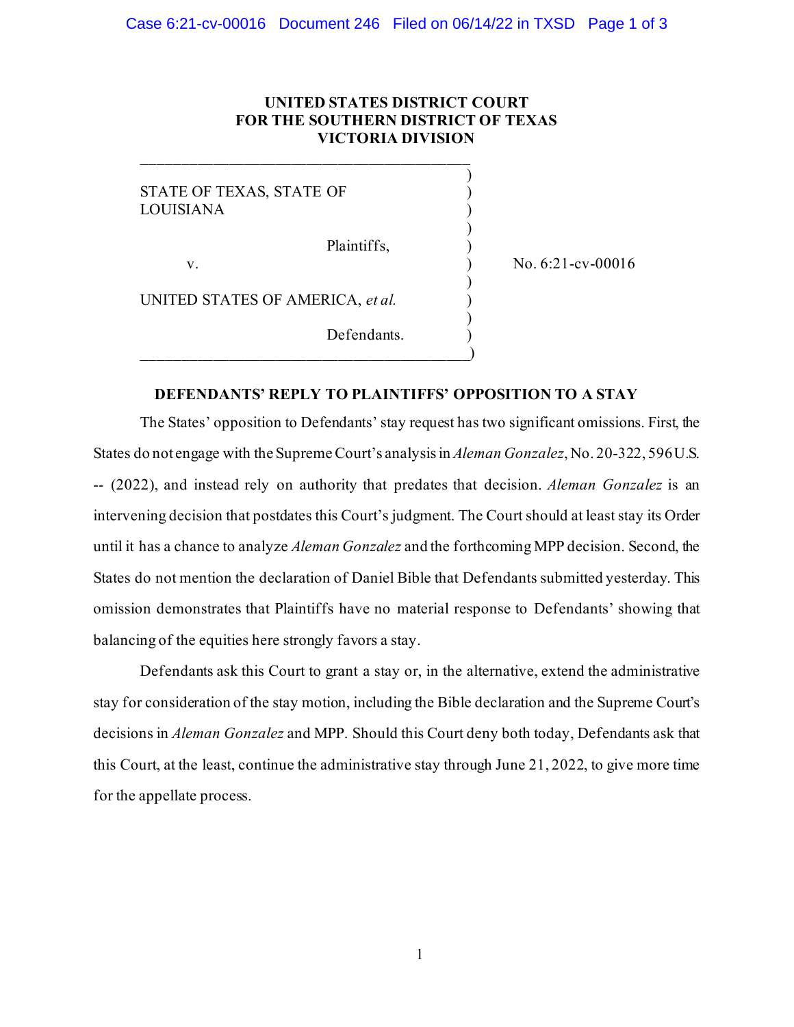**UNITED STATES DISTRICT COURT**
**FOR THE SOUTHERN DISTRICT OF TEXAS**
**VICTORIA DIVISION**

| | |
|---|---|
| STATE OF TEXAS, STATE OF LOUISIANA<br><br>Plaintiffs,<br><br>v.<br><br>UNITED STATES OF AMERICA, *et al.*<br><br>Defendants. | No. 6:21-cv-00016 |

**DEFENDANTS' REPLY TO PLAINTIFFS' OPPOSITION TO A STAY**

The States' opposition to Defendants' stay request has two significant omissions. First, the States do not engage with the Supreme Court's analysis in *Aleman Gonzalez*, No. 20-322, 596 U.S. -- (2022), and instead rely on authority that predates that decision. *Aleman Gonzalez* is an intervening decision that postdates this Court's judgment. The Court should at least stay its Order until it has a chance to analyze *Aleman Gonzalez* and the forthcoming MPP decision. Second, the States do not mention the declaration of Daniel Bible that Defendants submitted yesterday. This omission demonstrates that Plaintiffs have no material response to Defendants' showing that balancing of the equities here strongly favors a stay.

Defendants ask this Court to grant a stay or, in the alternative, extend the administrative stay for consideration of the stay motion, including the Bible declaration and the Supreme Court's decisions in *Aleman Gonzalez* and MPP. Should this Court deny both today, Defendants ask that this Court, at the least, continue the administrative stay through June 21, 2022, to give more time for the appellate process.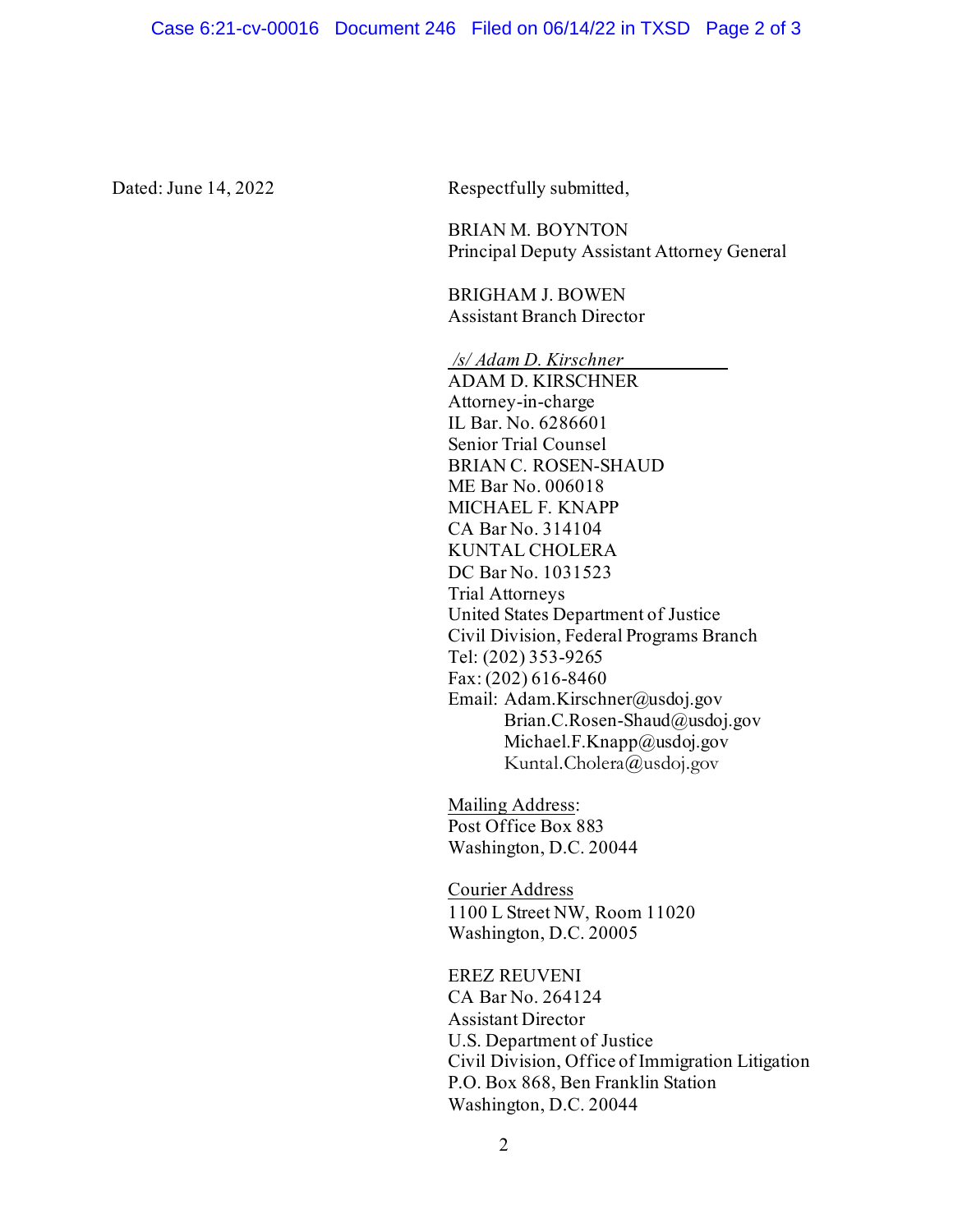Dated: June 14, 2022

Respectfully submitted,

BRIAN M. BOYNTON
Principal Deputy Assistant Attorney General

BRIGHAM J. BOWEN
Assistant Branch Director

*/s/ Adam D. Kirschner*
ADAM D. KIRSCHNER
Attorney-in-charge
IL Bar. No. 6286601
Senior Trial Counsel
BRIAN C. ROSEN-SHAUD
ME Bar No. 006018
MICHAEL F. KNAPP
CA Bar No. 314104
KUNTAL CHOLERA
DC Bar No. 1031523
Trial Attorneys
United States Department of Justice
Civil Division, Federal Programs Branch
Tel: (202) 353-9265
Fax: (202) 616-8460
Email: Adam.Kirschner@usdoj.gov
Brian.C.Rosen-Shaud@usdoj.gov
Michael.F.Knapp@usdoj.gov
Kuntal.Cholera@usdoj.gov

Mailing Address:
Post Office Box 883
Washington, D.C. 20044

Courier Address
1100 L Street NW, Room 11020
Washington, D.C. 20005

EREZ REUVENI
CA Bar No. 264124
Assistant Director
U.S. Department of Justice
Civil Division, Office of Immigration Litigation
P.O. Box 868, Ben Franklin Station
Washington, D.C. 20044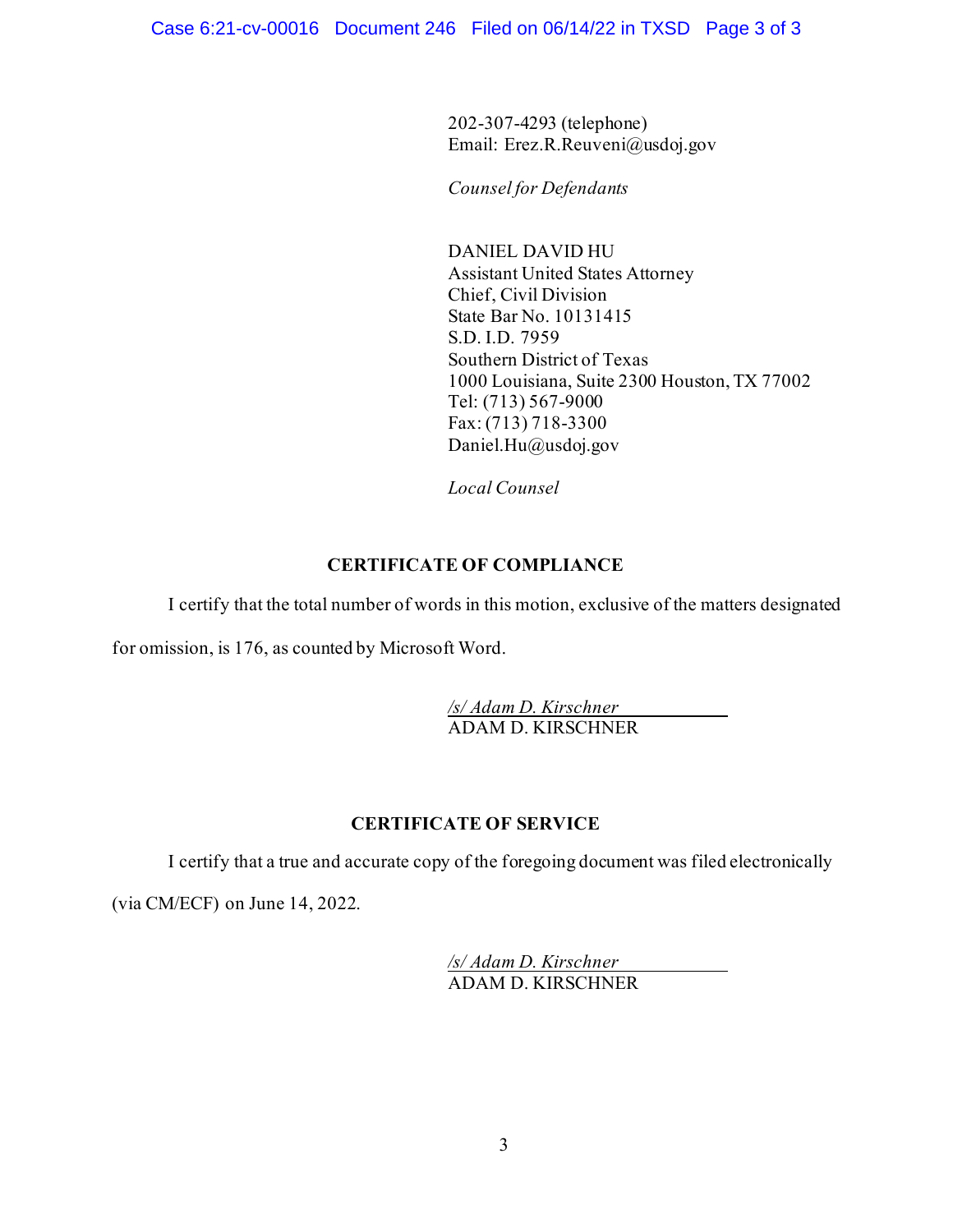202-307-4293 (telephone)
Email: Erez.R.Reuveni@usdoj.gov

*Counsel for Defendants*

DANIEL DAVID HU
Assistant United States Attorney
Chief, Civil Division
State Bar No. 10131415
S.D. I.D. 7959
Southern District of Texas
1000 Louisiana, Suite 2300 Houston, TX 77002
Tel: (713) 567-9000
Fax: (713) 718-3300
Daniel.Hu@usdoj.gov

*Local Counsel*

**CERTIFICATE OF COMPLIANCE**

I certify that the total number of words in this motion, exclusive of the matters designated for omission, is 176, as counted by Microsoft Word.

*/s/ Adam D. Kirschner*
ADAM D. KIRSCHNER

**CERTIFICATE OF SERVICE**

I certify that a true and accurate copy of the foregoing document was filed electronically (via CM/ECF) on June 14, 2022.

*/s/ Adam D. Kirschner*
ADAM D. KIRSCHNER